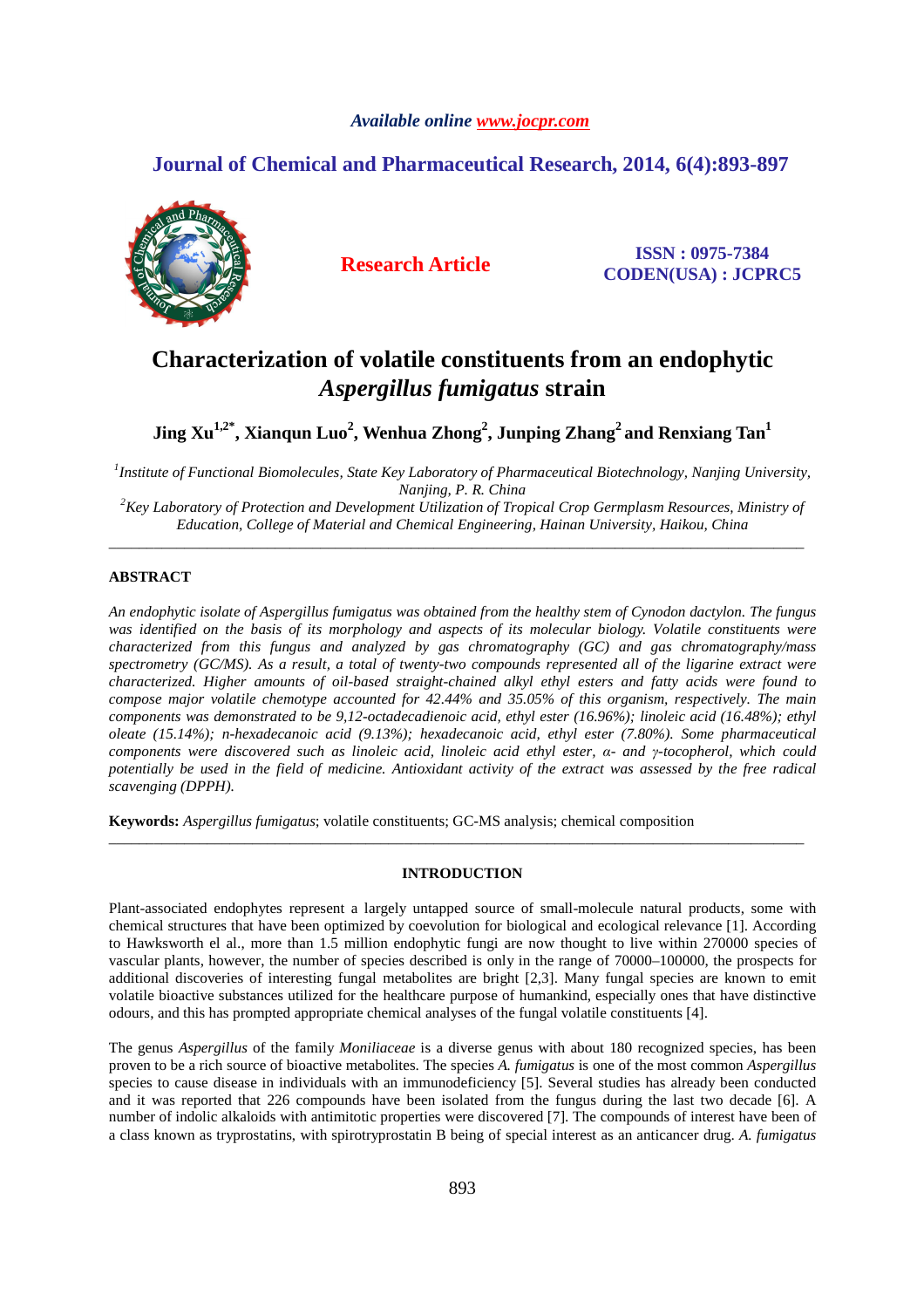*Available online www.jocpr.com*

**Journal of Chemical and Pharmaceutical Research, 2014, 6(4):893-897**

**Research Article**

**ISSN : 0975-7384**
**CODEN(USA) : JCPRC5**

# Characterization of volatile constituents from an endophytic *Aspergillus fumigatus* strain

**Jing Xu[1,2*], Xianqun Luo[2], Wenhua Zhong[2], Junping Zhang[2] and Renxiang Tan[1]**

[1]*Institute of Functional Biomolecules, State Key Laboratory of Pharmaceutical Biotechnology, Nanjing University, Nanjing, P. R. China*
[2]*Key Laboratory of Protection and Development Utilization of Tropical Crop Germplasm Resources, Ministry of Education, College of Material and Chemical Engineering, Hainan University, Haikou, China*

---

## ABSTRACT

*An endophytic isolate of Aspergillus fumigatus was obtained from the healthy stem of Cynodon dactylon. The fungus was identified on the basis of its morphology and aspects of its molecular biology. Volatile constituents were characterized from this fungus and analyzed by gas chromatography (GC) and gas chromatography/mass spectrometry (GC/MS). As a result, a total of twenty-two compounds represented all of the ligarine extract were characterized. Higher amounts of oil-based straight-chained alkyl ethyl esters and fatty acids were found to compose major volatile chemotype accounted for 42.44% and 35.05% of this organism, respectively. The main components was demonstrated to be 9,12-octadecadienoic acid, ethyl ester (16.96%); linoleic acid (16.48%); ethyl oleate (15.14%); n-hexadecanoic acid (9.13%); hexadecanoic acid, ethyl ester (7.80%). Some pharmaceutical components were discovered such as linoleic acid, linoleic acid ethyl ester, α- and γ-tocopherol, which could potentially be used in the field of medicine. Antioxidant activity of the extract was assessed by the free radical scavenging (DPPH).*

**Keywords:** *Aspergillus fumigatus*; volatile constituents; GC-MS analysis; chemical composition

---

## INTRODUCTION

Plant-associated endophytes represent a largely untapped source of small-molecule natural products, some with chemical structures that have been optimized by coevolution for biological and ecological relevance [1]. According to Hawksworth el al., more than 1.5 million endophytic fungi are now thought to live within 270000 species of vascular plants, however, the number of species described is only in the range of 70000–100000, the prospects for additional discoveries of interesting fungal metabolites are bright [2,3]. Many fungal species are known to emit volatile bioactive substances utilized for the healthcare purpose of humankind, especially ones that have distinctive odours, and this has prompted appropriate chemical analyses of the fungal volatile constituents [4].

The genus *Aspergillus* of the family *Moniliaceae* is a diverse genus with about 180 recognized species, has been proven to be a rich source of bioactive metabolites. The species *A. fumigatus* is one of the most common *Aspergillus* species to cause disease in individuals with an immunodeficiency [5]. Several studies has already been conducted and it was reported that 226 compounds have been isolated from the fungus during the last two decade [6]. A number of indolic alkaloids with antimitotic properties were discovered [7]. The compounds of interest have been of a class known as tryprostatins, with spirotryprostatin B being of special interest as an anticancer drug. *A. fumigatus*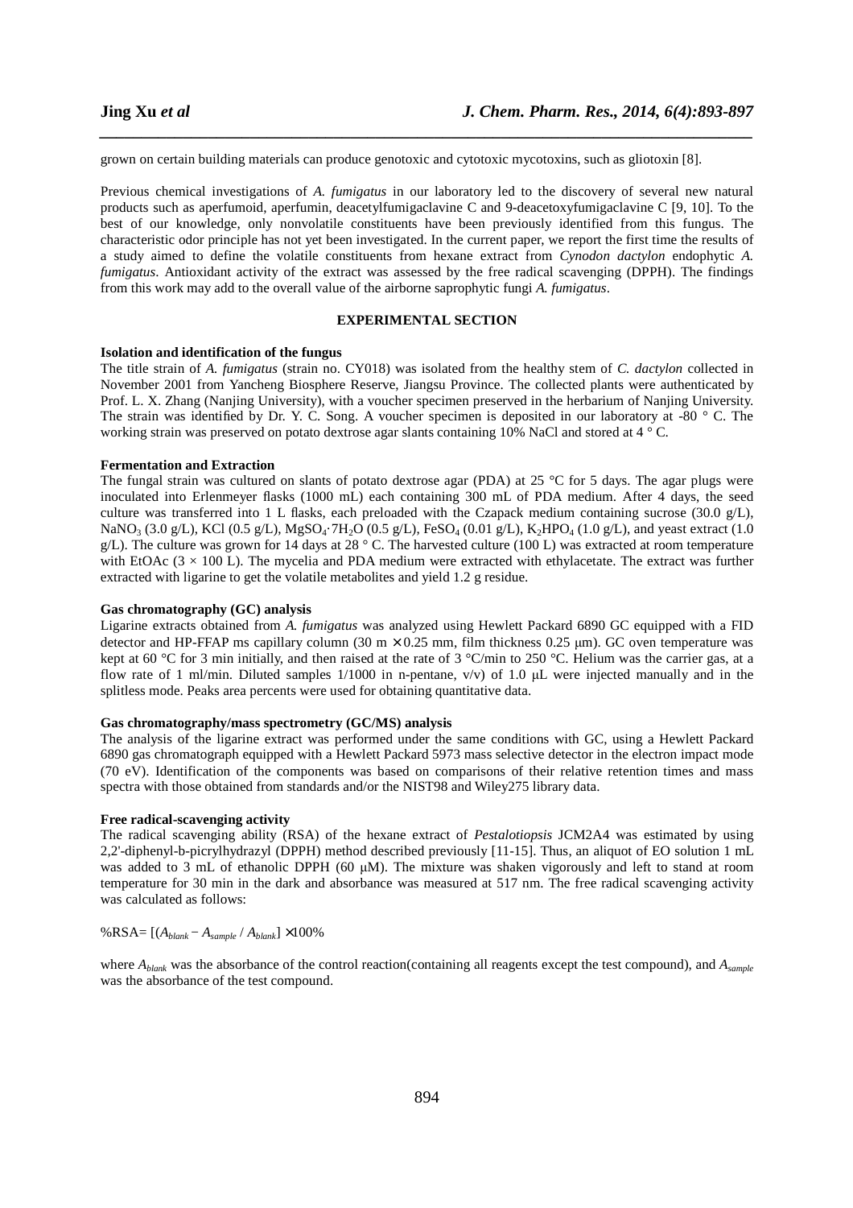grown on certain building materials can produce genotoxic and cytotoxic mycotoxins, such as gliotoxin [8].

Previous chemical investigations of *A. fumigatus* in our laboratory led to the discovery of several new natural products such as aperfumoid, aperfumin, deacetylfumigaclavine C and 9-deacetoxyfumigaclavine C [9, 10]. To the best of our knowledge, only nonvolatile constituents have been previously identified from this fungus. The characteristic odor principle has not yet been investigated. In the current paper, we report the first time the results of a study aimed to define the volatile constituents from hexane extract from *Cynodon dactylon* endophytic *A. fumigatus*. Antioxidant activity of the extract was assessed by the free radical scavenging (DPPH). The findings from this work may add to the overall value of the airborne saprophytic fungi *A. fumigatus*.

## EXPERIMENTAL SECTION

### Isolation and identification of the fungus

The title strain of *A. fumigatus* (strain no. CY018) was isolated from the healthy stem of *C. dactylon* collected in November 2001 from Yancheng Biosphere Reserve, Jiangsu Province. The collected plants were authenticated by Prof. L. X. Zhang (Nanjing University), with a voucher specimen preserved in the herbarium of Nanjing University. The strain was identified by Dr. Y. C. Song. A voucher specimen is deposited in our laboratory at -80 ° C. The working strain was preserved on potato dextrose agar slants containing 10% NaCl and stored at 4 ° C.

### Fermentation and Extraction

The fungal strain was cultured on slants of potato dextrose agar (PDA) at 25 °C for 5 days. The agar plugs were inoculated into Erlenmeyer flasks (1000 mL) each containing 300 mL of PDA medium. After 4 days, the seed culture was transferred into 1 L flasks, each preloaded with the Czapack medium containing sucrose (30.0 g/L), $NaNO_3$ (3.0 g/L), KCl (0.5 g/L), $MgSO_4 \cdot 7H_2O$ (0.5 g/L), $FeSO_4$ (0.01 g/L), $K_2HPO_4$ (1.0 g/L), and yeast extract (1.0 g/L). The culture was grown for 14 days at 28 ° C. The harvested culture (100 L) was extracted at room temperature with EtOAc (3 × 100 L). The mycelia and PDA medium were extracted with ethylacetate. The extract was further extracted with ligarine to get the volatile metabolites and yield 1.2 g residue.

### Gas chromatography (GC) analysis

Ligarine extracts obtained from *A. fumigatus* was analyzed using Hewlett Packard 6890 GC equipped with a FID detector and HP-FFAP ms capillary column (30 m × 0.25 mm, film thickness 0.25 μm). GC oven temperature was kept at 60 °C for 3 min initially, and then raised at the rate of 3 °C/min to 250 °C. Helium was the carrier gas, at a flow rate of 1 ml/min. Diluted samples 1/1000 in n-pentane, v/v) of 1.0 μL were injected manually and in the splitless mode. Peaks area percents were used for obtaining quantitative data.

### Gas chromatography/mass spectrometry (GC/MS) analysis

The analysis of the ligarine extract was performed under the same conditions with GC, using a Hewlett Packard 6890 gas chromatograph equipped with a Hewlett Packard 5973 mass selective detector in the electron impact mode (70 eV). Identification of the components was based on comparisons of their relative retention times and mass spectra with those obtained from standards and/or the NIST98 and Wiley275 library data.

### Free radical-scavenging activity

The radical scavenging ability (RSA) of the hexane extract of *Pestalotiopsis* JCM2A4 was estimated by using 2,2'-diphenyl-b-picrylhydrazyl (DPPH) method described previously [11-15]. Thus, an aliquot of EO solution 1 mL was added to 3 mL of ethanolic DPPH (60 μM). The mixture was shaken vigorously and left to stand at room temperature for 30 min in the dark and absorbance was measured at 517 nm. The free radical scavenging activity was calculated as follows:

$$\%RSA = [(A_{blank} - A_{sample} / A_{blank}] \times 100\%$$

where $A_{blank}$ was the absorbance of the control reaction(containing all reagents except the test compound), and $A_{sample}$ was the absorbance of the test compound.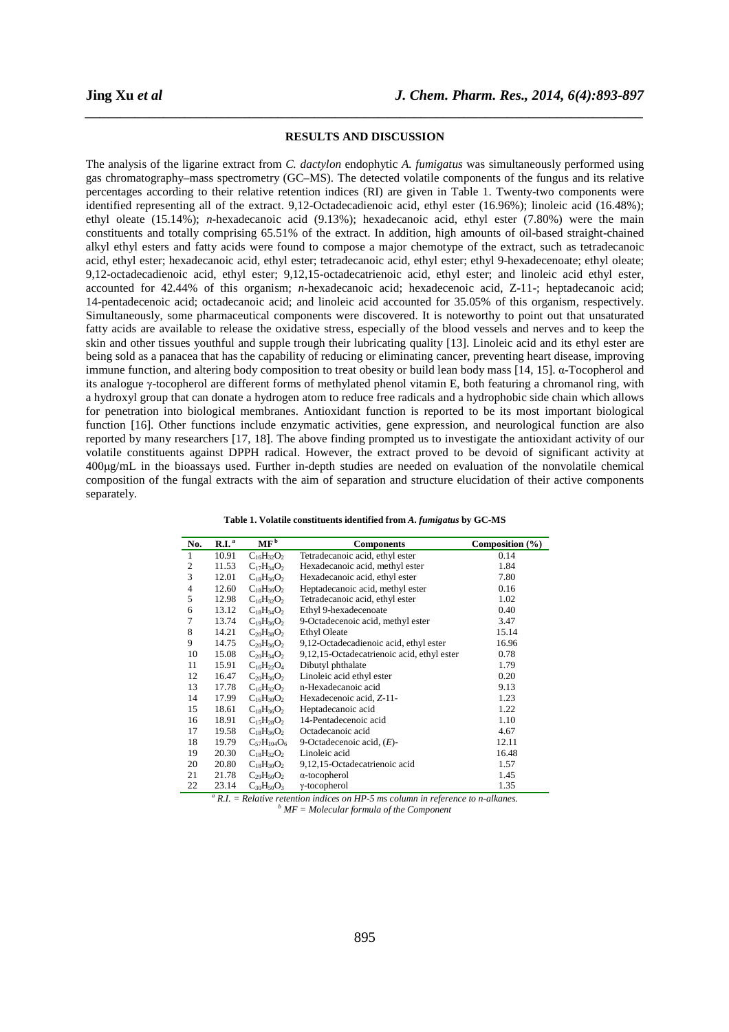## RESULTS AND DISCUSSION

The analysis of the ligarine extract from *C. dactylon* endophytic *A. fumigatus* was simultaneously performed using gas chromatography–mass spectrometry (GC–MS). The detected volatile components of the fungus and its relative percentages according to their relative retention indices (RI) are given in Table 1. Twenty-two components were identified representing all of the extract. 9,12-Octadecadienoic acid, ethyl ester (16.96%); linoleic acid (16.48%); ethyl oleate (15.14%); *n*-hexadecanoic acid (9.13%); hexadecanoic acid, ethyl ester (7.80%) were the main constituents and totally comprising 65.51% of the extract. In addition, high amounts of oil-based straight-chained alkyl ethyl esters and fatty acids were found to compose a major chemotype of the extract, such as tetradecanoic acid, ethyl ester; hexadecanoic acid, ethyl ester; tetradecanoic acid, ethyl ester; ethyl 9-hexadecenoate; ethyl oleate; 9,12-octadecadienoic acid, ethyl ester; 9,12,15-octadecatrienoic acid, ethyl ester; and linoleic acid ethyl ester, accounted for 42.44% of this organism; *n*-hexadecanoic acid; hexadecenoic acid, Z-11-; heptadecanoic acid; 14-pentadecenoic acid; octadecanoic acid; and linoleic acid accounted for 35.05% of this organism, respectively. Simultaneously, some pharmaceutical components were discovered. It is noteworthy to point out that unsaturated fatty acids are available to release the oxidative stress, especially of the blood vessels and nerves and to keep the skin and other tissues youthful and supple trough their lubricating quality [13]. Linoleic acid and its ethyl ester are being sold as a panacea that has the capability of reducing or eliminating cancer, preventing heart disease, improving immune function, and altering body composition to treat obesity or build lean body mass [14, 15]. α-Tocopherol and its analogue γ-tocopherol are different forms of methylated phenol vitamin E, both featuring a chromanol ring, with a hydroxyl group that can donate a hydrogen atom to reduce free radicals and a hydrophobic side chain which allows for penetration into biological membranes. Antioxidant function is reported to be its most important biological function [16]. Other functions include enzymatic activities, gene expression, and neurological function are also reported by many researchers [17, 18]. The above finding prompted us to investigate the antioxidant activity of our volatile constituents against DPPH radical. However, the extract proved to be devoid of significant activity at 400μg/mL in the bioassays used. Further in-depth studies are needed on evaluation of the nonvolatile chemical composition of the fungal extracts with the aim of separation and structure elucidation of their active components separately.

**Table 1. Volatile constituents identified from *A. fumigatus* by GC-MS**

| No. | R.I. [a] | MF [b] | Components | Composition (%) |
|---|---|---|---|---|
| 1 | 10.91 | $C_{16}H_{32}O_2$ | Tetradecanoic acid, ethyl ester | 0.14 |
| 2 | 11.53 | $C_{17}H_{34}O_2$ | Hexadecanoic acid, methyl ester | 1.84 |
| 3 | 12.01 | $C_{18}H_{36}O_2$ | Hexadecanoic acid, ethyl ester | 7.80 |
| 4 | 12.60 | $C_{18}H_{36}O_2$ | Heptadecanoic acid, methyl ester | 0.16 |
| 5 | 12.98 | $C_{16}H_{32}O_2$ | Tetradecanoic acid, ethyl ester | 1.02 |
| 6 | 13.12 | $C_{18}H_{34}O_2$ | Ethyl 9-hexadecenoate | 0.40 |
| 7 | 13.74 | $C_{19}H_{36}O_2$ | 9-Octadecenoic acid, methyl ester | 3.47 |
| 8 | 14.21 | $C_{20}H_{38}O_2$ | Ethyl Oleate | 15.14 |
| 9 | 14.75 | $C_{20}H_{36}O_2$ | 9,12-Octadecadienoic acid, ethyl ester | 16.96 |
| 10 | 15.08 | $C_{20}H_{34}O_2$ | 9,12,15-Octadecatrienoic acid, ethyl ester | 0.78 |
| 11 | 15.91 | $C_{16}H_{22}O_4$ | Dibutyl phthalate | 1.79 |
| 12 | 16.47 | $C_{20}H_{36}O_2$ | Linoleic acid ethyl ester | 0.20 |
| 13 | 17.78 | $C_{16}H_{32}O_2$ | n-Hexadecanoic acid | 9.13 |
| 14 | 17.99 | $C_{16}H_{30}O_2$ | Hexadecenoic acid, *Z*-11- | 1.23 |
| 15 | 18.61 | $C_{18}H_{36}O_2$ | Heptadecanoic acid | 1.22 |
| 16 | 18.91 | $C_{15}H_{28}O_2$ | 14-Pentadecenoic acid | 1.10 |
| 17 | 19.58 | $C_{18}H_{36}O_2$ | Octadecanoic acid | 4.67 |
| 18 | 19.79 | $C_{57}H_{104}O_6$ | 9-Octadecenoic acid, (*E*)- | 12.11 |
| 19 | 20.30 | $C_{18}H_{32}O_2$ | Linoleic acid | 16.48 |
| 20 | 20.80 | $C_{18}H_{30}O_2$ | 9,12,15-Octadecatrienoic acid | 1.57 |
| 21 | 21.78 | $C_{29}H_{50}O_2$ | α-tocopherol | 1.45 |
| 22 | 23.14 | $C_{30}H_{50}O_3$ | γ-tocopherol | 1.35 |

[a] *R.I. = Relative retention indices on HP-5 ms column in reference to n-alkanes.*
[b] *MF = Molecular formula of the Component*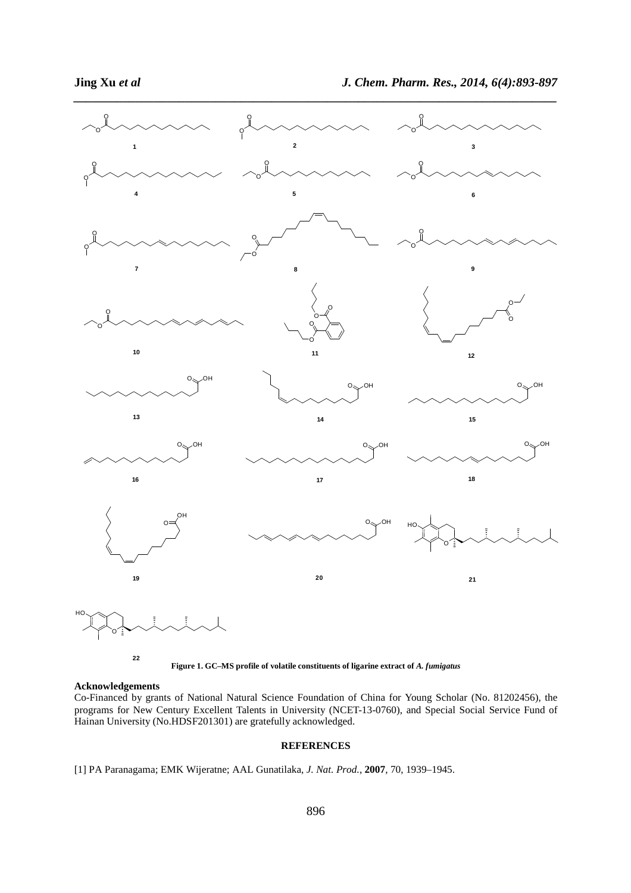**Figure 1. GC–MS profile of volatile constituents of ligarine extract of *A. fumigatus***

**Acknowledgements**

Co-Financed by grants of National Natural Science Foundation of China for Young Scholar (No. 81202456), the programs for New Century Excellent Talents in University (NCET-13-0760), and Special Social Service Fund of Hainan University (No.HDSF201301) are gratefully acknowledged.

## REFERENCES

[1] PA Paranagama; EMK Wijeratne; AAL Gunatilaka, *J. Nat. Prod.*, **2007**, 70, 1939–1945.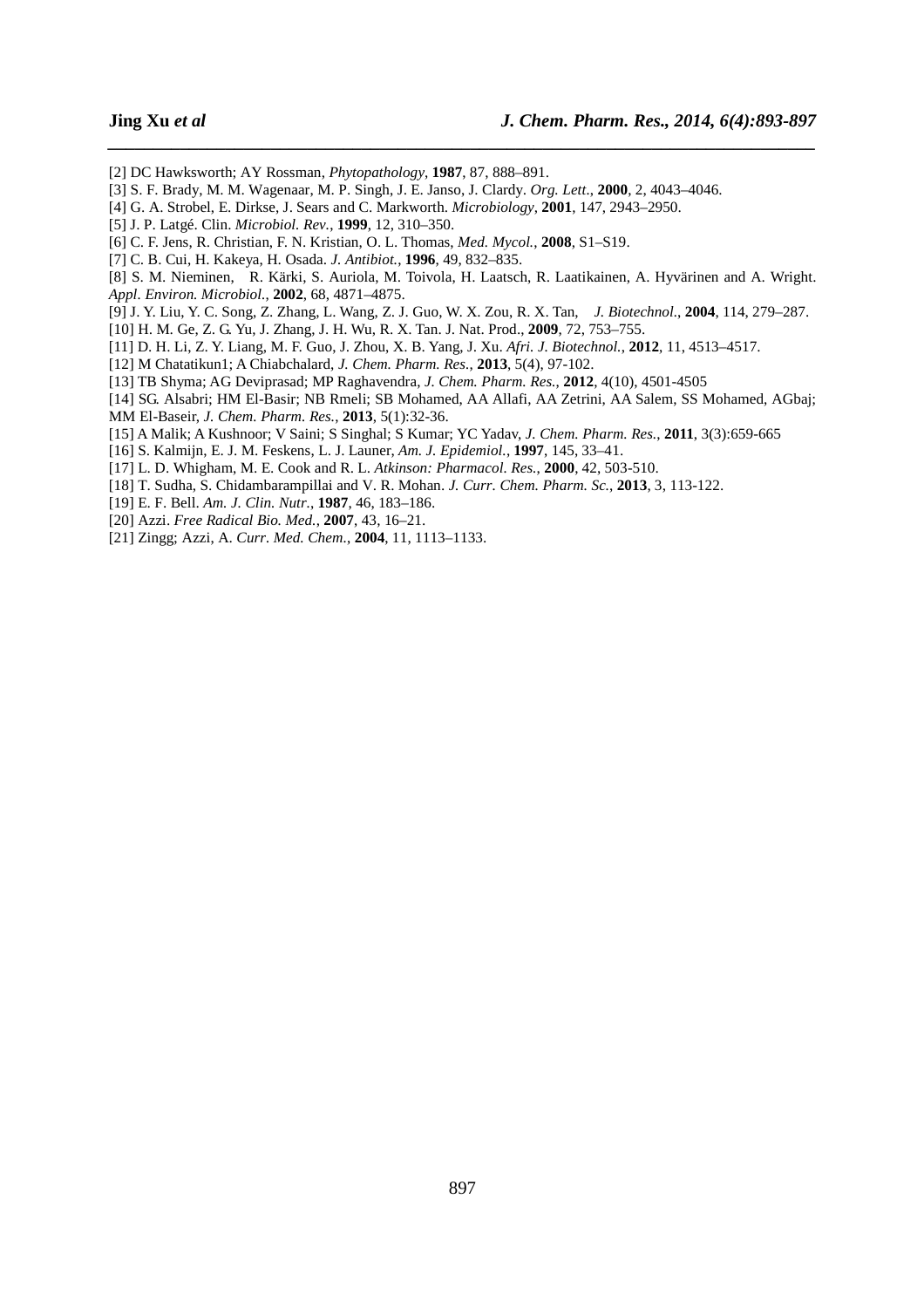[2] DC Hawksworth; AY Rossman, *Phytopathology*, **1987**, 87, 888–891.

[3] S. F. Brady, M. M. Wagenaar, M. P. Singh, J. E. Janso, J. Clardy. *Org. Lett*., **2000**, 2, 4043–4046.

[4] G. A. Strobel, E. Dirkse, J. Sears and C. Markworth. *Microbiology*, **2001**, 147, 2943–2950.

[5] J. P. Latgé. Clin. *Microbiol. Rev.*, **1999**, 12, 310–350.

[6] C. F. Jens, R. Christian, F. N. Kristian, O. L. Thomas, *Med. Mycol.*, **2008**, S1–S19.

[7] C. B. Cui, H. Kakeya, H. Osada. *J. Antibiot.*, **1996**, 49, 832–835.

[8] S. M. Nieminen, R. Kärki, S. Auriola, M. Toivola, H. Laatsch, R. Laatikainen, A. Hyvärinen and A. Wright. *Appl. Environ. Microbiol.*, **2002**, 68, 4871–4875.

[9] J. Y. Liu, Y. C. Song, Z. Zhang, L. Wang, Z. J. Guo, W. X. Zou, R. X. Tan, *J. Biotechnol*., **2004**, 114, 279–287.

[10] H. M. Ge, Z. G. Yu, J. Zhang, J. H. Wu, R. X. Tan. J. Nat. Prod., **2009**, 72, 753–755.

[11] D. H. Li, Z. Y. Liang, M. F. Guo, J. Zhou, X. B. Yang, J. Xu. *Afri. J. Biotechnol.*, **2012**, 11, 4513–4517.

[12] M Chatatikun1; A Chiabchalard, *J. Chem. Pharm. Res.*, **2013**, 5(4), 97-102.

[13] TB Shyma; AG Deviprasad; MP Raghavendra, *J. Chem. Pharm. Res.*, **2012**, 4(10), 4501-4505

[14] SG. Alsabri; HM El-Basir; NB Rmeli; SB Mohamed, AA Allafi, AA Zetrini, AA Salem, SS Mohamed, AGbaj; MM El-Baseir, *J. Chem. Pharm. Res.*, **2013**, 5(1):32-36.

[15] A Malik; A Kushnoor; V Saini; S Singhal; S Kumar; YC Yadav, *J. Chem. Pharm. Res.*, **2011**, 3(3):659-665

[16] S. Kalmijn, E. J. M. Feskens, L. J. Launer, *Am. J. Epidemiol.*, **1997**, 145, 33–41.

[17] L. D. Whigham, M. E. Cook and R. L. *Atkinson: Pharmacol. Res.*, **2000**, 42, 503-510.

[18] T. Sudha, S. Chidambarampillai and V. R. Mohan. *J. Curr. Chem. Pharm. Sc.*, **2013**, 3, 113-122.

[19] E. F. Bell. *Am. J. Clin. Nutr.*, **1987**, 46, 183–186.

[20] Azzi. *Free Radical Bio. Med.*, **2007**, 43, 16–21.

[21] Zingg; Azzi, A. *Curr. Med. Chem.*, **2004**, 11, 1113–1133.